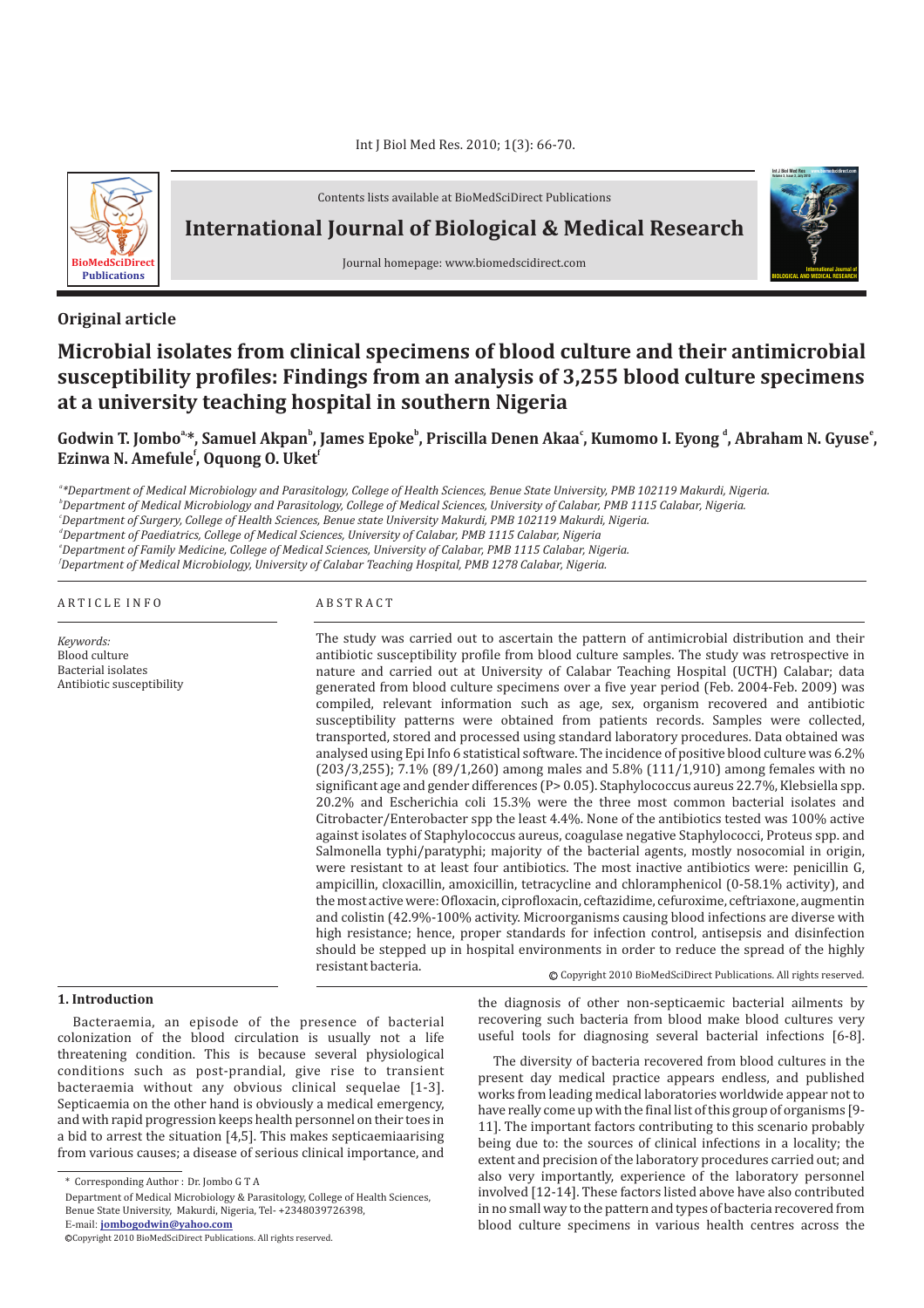Contents lists available at BioMedSciDirect Publications

# International Journal of Biological & Medical Research

Journal homepage: www.biomedscidirect.com

**Original article**

# Microbial isolates from clinical specimens of blood culture and their antimicrobial susceptibility profiles: Findings from an analysis of 3,255 blood culture specimens at a university teaching hospital in southern Nigeria

**Godwin T. Jombo[a,*], Samuel Akpan[b], James Epoke[b], Priscilla Denen Akaa[c], Kumomo I. Eyong [d], Abraham N. Gyuse[e], Ezinwa N. Amefule[f], Oquong O. Uket[f]**

*[a]*Department of Medical Microbiology and Parasitology, College of Health Sciences, Benue State University, PMB 102119 Makurdi, Nigeria.*
*[b]Department of Medical Microbiology and Parasitology, College of Medical Sciences, University of Calabar, PMB 1115 Calabar, Nigeria.*
*[c]Department of Surgery, College of Health Sciences, Benue state University Makurdi, PMB 102119 Makurdi, Nigeria.*
*[d]Department of Paediatrics, College of Medical Sciences, University of Calabar, PMB 1115 Calabar, Nigeria*
*[e]Department of Family Medicine, College of Medical Sciences, University of Calabar, PMB 1115 Calabar, Nigeria.*
*[f]Department of Medical Microbiology, University of Calabar Teaching Hospital, PMB 1278 Calabar, Nigeria.*

ARTICLE INFO

*Keywords:*
Blood culture
Bacterial isolates
Antibiotic susceptibility

ABSTRACT

The study was carried out to ascertain the pattern of antimicrobial distribution and their antibiotic susceptibility profile from blood culture samples. The study was retrospective in nature and carried out at University of Calabar Teaching Hospital (UCTH) Calabar; data generated from blood culture specimens over a five year period (Feb. 2004-Feb. 2009) was compiled, relevant information such as age, sex, organism recovered and antibiotic susceptibility patterns were obtained from patients records. Samples were collected, transported, stored and processed using standard laboratory procedures. Data obtained was analysed using Epi Info 6 statistical software. The incidence of positive blood culture was 6.2% (203/3,255); 7.1% (89/1,260) among males and 5.8% (111/1,910) among females with no significant age and gender differences (P> 0.05). Staphylococcus aureus 22.7%, Klebsiella spp. 20.2% and Escherichia coli 15.3% were the three most common bacterial isolates and Citrobacter/Enterobacter spp the least 4.4%. None of the antibiotics tested was 100% active against isolates of Staphylococcus aureus, coagulase negative Staphylococci, Proteus spp. and Salmonella typhi/paratyphi; majority of the bacterial agents, mostly nosocomial in origin, were resistant to at least four antibiotics. The most inactive antibiotics were: penicillin G, ampicillin, cloxacillin, amoxicillin, tetracycline and chloramphenicol (0-58.1% activity), and the most active were: Ofloxacin, ciprofloxacin, ceftazidime, cefuroxime, ceftriaxone, augmentin and colistin (42.9%-100% activity. Microorganisms causing blood infections are diverse with high resistance; hence, proper standards for infection control, antisepsis and disinfection should be stepped up in hospital environments in order to reduce the spread of the highly resistant bacteria.

© Copyright 2010 BioMedSciDirect Publications. All rights reserved.

## 1. Introduction

Bacteraemia, an episode of the presence of bacterial colonization of the blood circulation is usually not a life threatening condition. This is because several physiological conditions such as post-prandial, give rise to transient bacteraemia without any obvious clinical sequelae [1-3]. Septicaemia on the other hand is obviously a medical emergency, and with rapid progression keeps health personnel on their toes in a bid to arrest the situation [4,5]. This makes septicaemiaarising from various causes; a disease of serious clinical importance, and the diagnosis of other non-septicaemic bacterial ailments by recovering such bacteria from blood make blood cultures very useful tools for diagnosing several bacterial infections [6-8].

The diversity of bacteria recovered from blood cultures in the present day medical practice appears endless, and published works from leading medical laboratories worldwide appear not to have really come up with the final list of this group of organisms [9-11]. The important factors contributing to this scenario probably being due to: the sources of clinical infections in a locality; the extent and precision of the laboratory procedures carried out; and also very importantly, experience of the laboratory personnel involved [12-14]. These factors listed above have also contributed in no small way to the pattern and types of bacteria recovered from blood culture specimens in various health centres across the

\* Corresponding Author : Dr. Jombo G T A
Department of Medical Microbiology & Parasitology, College of Health Sciences, Benue State University, Makurdi, Nigeria, Tel- +2348039726398,
E-mail: **jombogodwin@yahoo.com**
©Copyright 2010 BioMedSciDirect Publications. All rights reserved.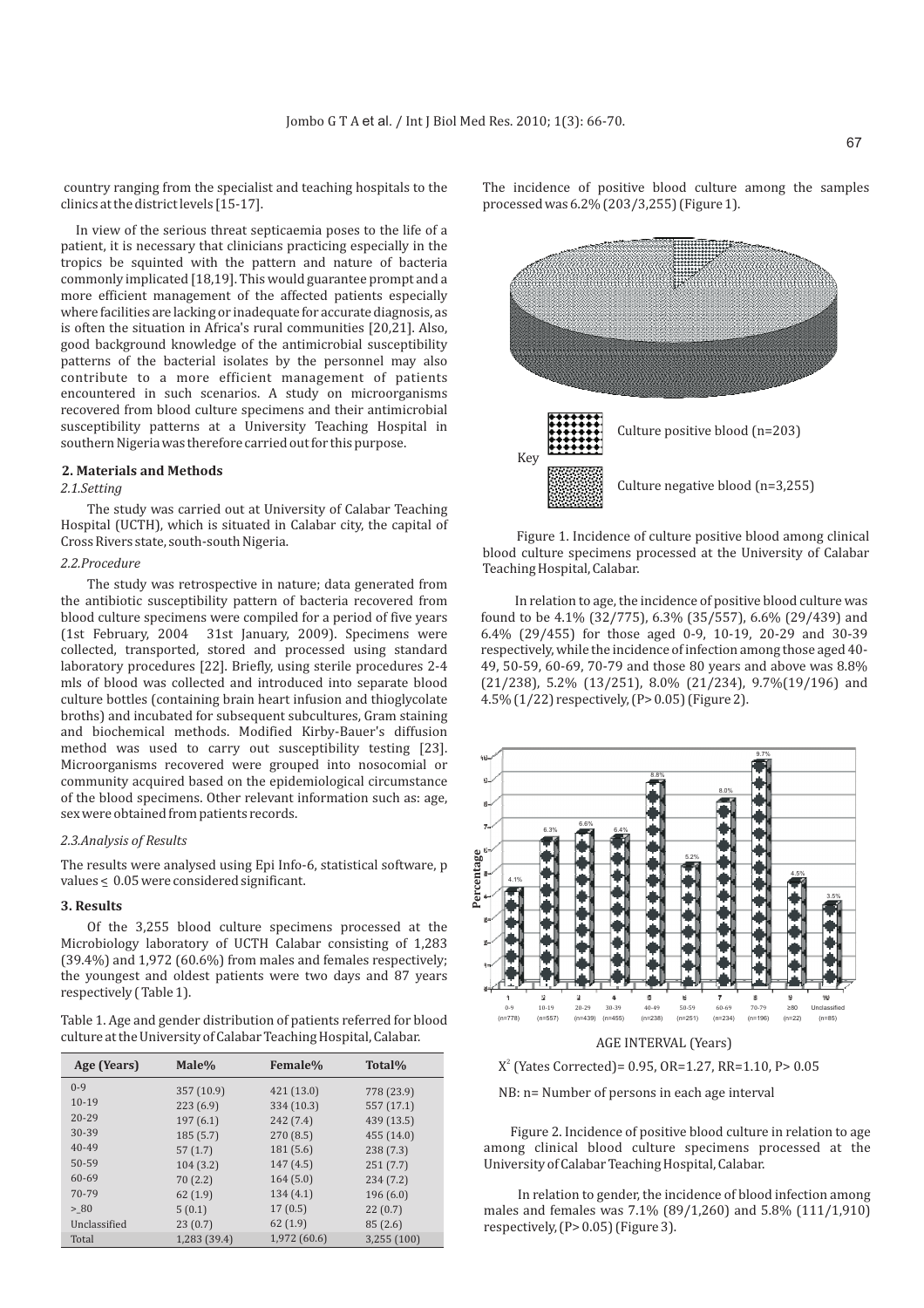country ranging from the specialist and teaching hospitals to the clinics at the district levels [15-17].

In view of the serious threat septicaemia poses to the life of a patient, it is necessary that clinicians practicing especially in the tropics be squinted with the pattern and nature of bacteria commonly implicated [18,19]. This would guarantee prompt and a more efficient management of the affected patients especially where facilities are lacking or inadequate for accurate diagnosis, as is often the situation in Africa's rural communities [20,21]. Also, good background knowledge of the antimicrobial susceptibility patterns of the bacterial isolates by the personnel may also contribute to a more efficient management of patients encountered in such scenarios. A study on microorganisms recovered from blood culture specimens and their antimicrobial susceptibility patterns at a University Teaching Hospital in southern Nigeria was therefore carried out for this purpose.

## 2. Materials and Methods

### *2.1. Setting*

The study was carried out at University of Calabar Teaching Hospital (UCTH), which is situated in Calabar city, the capital of Cross Rivers state, south-south Nigeria.

### *2.2. Procedure*

The study was retrospective in nature; data generated from the antibiotic susceptibility pattern of bacteria recovered from blood culture specimens were compiled for a period of five years (1st February, 2004 31st January, 2009). Specimens were collected, transported, stored and processed using standard laboratory procedures [22]. Briefly, using sterile procedures 2-4 mls of blood was collected and introduced into separate blood culture bottles (containing brain heart infusion and thioglycolate broths) and incubated for subsequent subcultures, Gram staining and biochemical methods. Modified Kirby-Bauer's diffusion method was used to carry out susceptibility testing [23]. Microorganisms recovered were grouped into nosocomial or community acquired based on the epidemiological circumstance of the blood specimens. Other relevant information such as: age, sex were obtained from patients records.

### *2.3. Analysis of Results*

The results were analysed using Epi Info-6, statistical software, p values $\leq$ 0.05 were considered significant.

## 3. Results

Of the 3,255 blood culture specimens processed at the Microbiology laboratory of UCTH Calabar consisting of 1,283 (39.4%) and 1,972 (60.6%) from males and females respectively; the youngest and oldest patients were two days and 87 years respectively ( Table 1).

Table 1. Age and gender distribution of patients referred for blood culture at the University of Calabar Teaching Hospital, Calabar.

| Age (Years) | Male% | Female% | Total% |
|---|---|---|---|
| 0-9 | 357 (10.9) | 421 (13.0) | 778 (23.9) |
| 10-19 | 223 (6.9) | 334 (10.3) | 557 (17.1) |
| 20-29 | 197 (6.1) | 242 (7.4) | 439 (13.5) |
| 30-39 | 185 (5.7) | 270 (8.5) | 455 (14.0) |
| 40-49 | 57 (1.7) | 181 (5.6) | 238 (7.3) |
| 50-59 | 104 (3.2) | 147 (4.5) | 251 (7.7) |
| 60-69 | 70 (2.2) | 164 (5.0) | 234 (7.2) |
| 70-79 | 62 (1.9) | 134 (4.1) | 196 (6.0) |
| >_80 | 5 (0.1) | 17 (0.5) | 22 (0.7) |
| Unclassified | 23 (0.7) | 62 (1.9) | 85 (2.6) |
| Total | 1,283 (39.4) | 1,972 (60.6) | 3,255 (100) |

The incidence of positive blood culture among the samples processed was 6.2% (203/3,255) (Figure 1).

Key: Culture positive blood (n=203); Culture negative blood (n=3,255)

Figure 1. Incidence of culture positive blood among clinical blood culture specimens processed at the University of Calabar Teaching Hospital, Calabar.

In relation to age, the incidence of positive blood culture was found to be 4.1% (32/775), 6.3% (35/557), 6.6% (29/439) and 6.4% (29/455) for those aged 0-9, 10-19, 20-29 and 30-39 respectively, while the incidence of infection among those aged 40-49, 50-59, 60-69, 70-79 and those 80 years and above was 8.8% (21/238), 5.2% (13/251), 8.0% (21/234), 9.7%(19/196) and 4.5% (1/22) respectively, (P> 0.05) (Figure 2).

AGE INTERVAL (Years)

$X^2$ (Yates Corrected)= 0.95, OR=1.27, RR=1.10, P> 0.05

NB: n= Number of persons in each age interval

Figure 2. Incidence of positive blood culture in relation to age among clinical blood culture specimens processed at the University of Calabar Teaching Hospital, Calabar.

In relation to gender, the incidence of blood infection among males and females was 7.1% (89/1,260) and 5.8% (111/1,910) respectively, (P> 0.05) (Figure 3).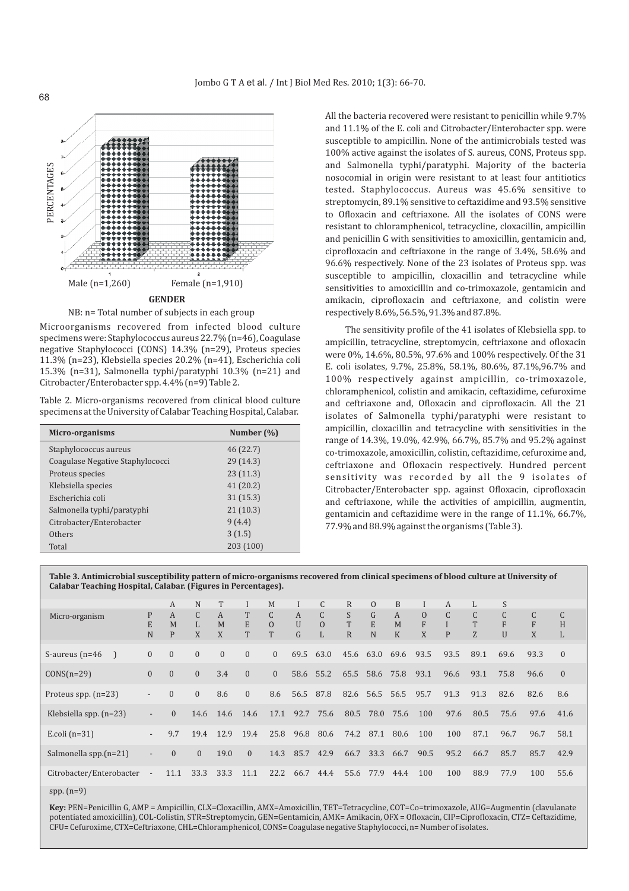NB: n= Total number of subjects in each group

Microorganisms recovered from infected blood culture specimens were: Staphylococcus aureus 22.7% (n=46), Coagulase negative Staphylococci (CONS) 14.3% (n=29), Proteus species 11.3% (n=23), Klebsiella species 20.2% (n=41), Escherichia coli 15.3% (n=31), Salmonella typhi/paratyphi 10.3% (n=21) and Citrobacter/Enterobacter spp. 4.4% (n=9) Table 2.

Table 2. Micro-organisms recovered from clinical blood culture specimens at the University of Calabar Teaching Hospital, Calabar.

| Micro-organisms | Number (%) |
|---|---|
| Staphylococcus aureus | 46 (22.7) |
| Coagulase Negative Staphylococci | 29 (14.3) |
| Proteus species | 23 (11.3) |
| Klebsiella species | 41 (20.2) |
| Escherichia coli | 31 (15.3) |
| Salmonella typhi/paratyphi | 21 (10.3) |
| Citrobacter/Enterobacter | 9 (4.4) |
| Others | 3 (1.5) |
| Total | 203 (100) |

All the bacteria recovered were resistant to penicillin while 9.7% and 11.1% of the E. coli and Citrobacter/Enterobacter spp. were susceptible to ampicillin. None of the antimicrobials tested was 100% active against the isolates of S. aureus, CONS, Proteus spp. and Salmonella typhi/paratyphi. Majority of the bacteria nosocomial in origin were resistant to at least four antitiotics tested. Staphylococcus. Aureus was 45.6% sensitive to streptomycin, 89.1% sensitive to ceftazidime and 93.5% sensitive to Ofloxacin and ceftriaxone. All the isolates of CONS were resistant to chloramphenicol, tetracycline, cloxacillin, ampicillin and penicillin G with sensitivities to amoxicillin, gentamicin and, ciprofloxacin and ceftriaxone in the range of 3.4%, 58.6% and 96.6% respectively. None of the 23 isolates of Proteus spp. was susceptible to ampicillin, cloxacillin and tetracycline while sensitivities to amoxicillin and co-trimoxazole, gentamicin and amikacin, ciprofloxacin and ceftriaxone, and colistin were respectively 8.6%, 56.5%, 91.3% and 87.8%.

The sensitivity profile of the 41 isolates of Klebsiella spp. to ampicillin, tetracycline, streptomycin, ceftriaxone and ofloxacin were 0%, 14.6%, 80.5%, 97.6% and 100% respectively. Of the 31 E. coli isolates, 9.7%, 25.8%, 58.1%, 80.6%, 87.1%,96.7% and 100% respectively against ampicillin, co-trimoxazole, chloramphenicol, colistin and amikacin, ceftazidime, cefuroxime and ceftriaxone and, Ofloxacin and ciprofloxacin. All the 21 isolates of Salmonella typhi/paratyphi were resistant to ampicillin, cloxacillin and tetracycline with sensitivities in the range of 14.3%, 19.0%, 42.9%, 66.7%, 85.7% and 95.2% against co-trimoxazole, amikacin, colistin, ceftazidime, cefuroxime and, ceftriaxone and Ofloxacin respectively. Hundred percent sensitivity was recorded by all the 9 isolates of Citrobacter/Enterobacter spp. against Ofloxacin, ciprofloxacin and ceftriaxone, while the activities of ampicillin, augmentin, gentamicin and ceftazidime were in the range of 11.1%, 66.7%, 77.9% and 88.9% against the organisms (Table 3).

**Table 3. Antimicrobial susceptibility pattern of micro-organisms recovered from clinical specimens of blood culture at University of Calabar Teaching Hospital, Calabar. (Figures in Percentages).**

| Micro-organism | PEN | AMP | CLX | AMX | TET | COT | AUG | COL | STR | GEN | AMK | OFX | CIP | CTZ | CFU | CFX | CHL |
|---|---|---|---|---|---|---|---|---|---|---|---|---|---|---|---|---|---|
| S-aureus (n=46 ) | 0 | 0 | 0 | 0 | 0 | 0 | 69.5 | 63.0 | 45.6 | 63.0 | 69.6 | 93.5 | 93.5 | 89.1 | 69.6 | 93.3 | 0 |
| CONS(n=29) | 0 | 0 | 0 | 3.4 | 0 | 0 | 58.6 | 55.2 | 65.5 | 58.6 | 75.8 | 93.1 | 96.6 | 93.1 | 75.8 | 96.6 | 0 |
| Proteus spp. (n=23) | - | 0 | 0 | 8.6 | 0 | 8.6 | 56.5 | 87.8 | 82.6 | 56.5 | 56.5 | 95.7 | 91.3 | 91.3 | 82.6 | 82.6 | 8.6 |
| Klebsiella spp. (n=23) | - | 0 | 14.6 | 14.6 | 14.6 | 17.1 | 92.7 | 75.6 | 80.5 | 78.0 | 75.6 | 100 | 97.6 | 80.5 | 75.6 | 97.6 | 41.6 |
| E.coli (n=31) | - | 9.7 | 19.4 | 12.9 | 19.4 | 25.8 | 96.8 | 80.6 | 74.2 | 87.1 | 80.6 | 100 | 100 | 87.1 | 96.7 | 96.7 | 58.1 |
| Salmonella spp.(n=21) | - | 0 | 0 | 19.0 | 0 | 14.3 | 85.7 | 42.9 | 66.7 | 33.3 | 66.7 | 90.5 | 95.2 | 66.7 | 85.7 | 85.7 | 42.9 |
| Citrobacter/Enterobacter spp. (n=9) | - | 11.1 | 33.3 | 33.3 | 11.1 | 22.2 | 66.7 | 44.4 | 55.6 | 77.9 | 44.4 | 100 | 100 | 88.9 | 77.9 | 100 | 55.6 |

**Key:** PEN=Penicillin G, AMP = Ampicillin, CLX=Cloxacillin, AMX=Amoxicillin, TET=Tetracycline, COT=Co=trimoxazole, AUG=Augmentin (clavulanate potentiated amoxicillin), COL-Colistin, STR=Streptomycin, GEN=Gentamicin, AMK= Amikacin, OFX = Ofloxacin, CIP=Ciprofloxacin, CTZ= Ceftazidime, CFU= Cefuroxime, CTX=Ceftriaxone, CHL=Chloramphenicol, CONS= Coagulase negative Staphylococci, n= Number of isolates.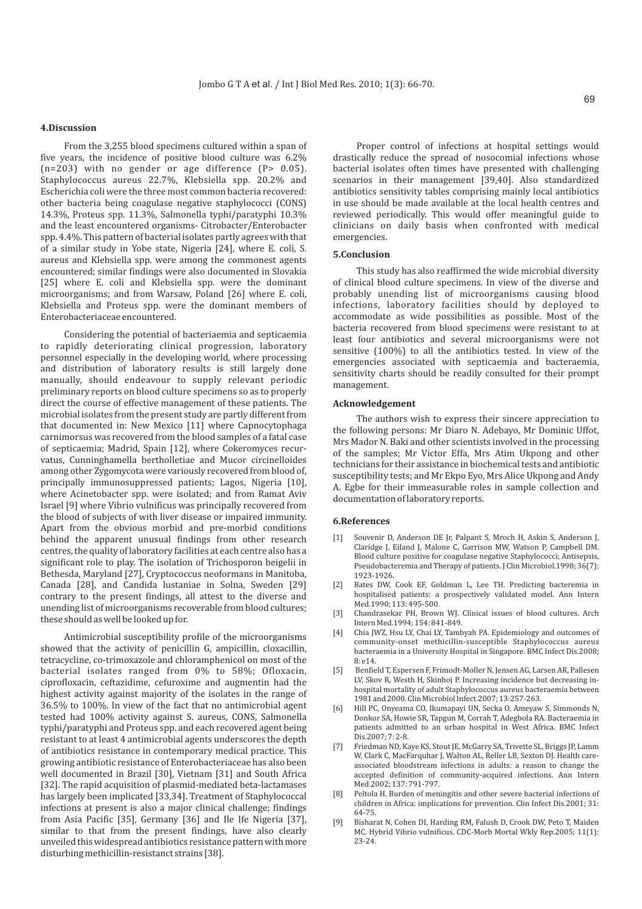## 4.Discussion

From the 3,255 blood specimens cultured within a span of five years, the incidence of positive blood culture was 6.2% (n=203) with no gender or age difference (P> 0.05). Staphylococcus aureus 22.7%, Klebsiella spp. 20.2% and Escherichia coli were the three most common bacteria recovered: other bacteria being coagulase negative staphylococci (CONS) 14.3%, Proteus spp. 11.3%, Salmonella typhi/paratyphi 10.3% and the least encountered organisms- Citrobacter/Enterobacter spp. 4.4%. This pattern of bacterial isolates partly agrees with that of a similar study in Yobe state, Nigeria [24], where E. coli, S. aureus and Klebsiella spp. were among the commonest agents encountered; similar findings were also documented in Slovakia [25] where E. coli and Klebsiella spp. were the dominant microorganisms; and from Warsaw, Poland [26] where E. coli, Klebsiella and Proteus spp. were the dominant members of Enterobacteriaceae encountered.

Considering the potential of bacteriaemia and septicaemia to rapidly deteriorating clinical progression, laboratory personnel especially in the developing world, where processing and distribution of laboratory results is still largely done manually, should endeavour to supply relevant periodic preliminary reports on blood culture specimens so as to properly direct the course of effective management of these patients. The microbial isolates from the present study are partly different from that documented in: New Mexico [11] where Capnocytophaga carnimorsus was recovered from the blood samples of a fatal case of septicaemia; Madrid, Spain [12], where Cokeromyces recurvatus, Cunninghamella bertholletiae and Mucor circinelloides among other Zygomycota were variously recovered from blood of, principally immunosuppressed patients; Lagos, Nigeria [10], where Acinetobacter spp. were isolated; and from Ramat Aviv Israel [9] where Vibrio vulnificus was principally recovered from the blood of subjects of with liver disease or impaired immunity. Apart from the obvious morbid and pre-morbid conditions behind the apparent unusual findings from other research centres, the quality of laboratory facilities at each centre also has a significant role to play. The isolation of Trichosporon beigelii in Bethesda, Maryland [27], Cryptococcus neoformans in Manitoba, Canada [28], and Candida lustaniae in Solna, Sweden [29] contrary to the present findings, all attest to the diverse and unending list of microorganisms recoverable from blood cultures; these should as well be looked up for.

Antimicrobial susceptibility profile of the microorganisms showed that the activity of penicillin G, ampicillin, cloxacillin, tetracycline, co-trimoxazole and chloramphenicol on most of the bacterial isolates ranged from 0% to 58%; Ofloxacin, ciprofloxacin, ceftazidime, cefuroxime and augmentin had the highest activity against majority of the isolates in the range of 36.5% to 100%. In view of the fact that no antimicrobial agent tested had 100% activity against S. aureus, CONS, Salmonella typhi/paratyphi and Proteus spp. and each recovered agent being resistant to at least 4 antimicrobial agents underscores the depth of antibiotics resistance in contemporary medical practice. This growing antibiotic resistance of Enterobacteriaceae has also been well documented in Brazil [30], Vietnam [31] and South Africa [32]. The rapid acquisition of plasmid-mediated beta-lactamases has largely been implicated [33,34]. Treatment of Staphylococcal infections at present is also a major clinical challenge; findings from Asia Pacific [35], Germany [36] and Ile Ife Nigeria [37], similar to that from the present findings, have also clearly unveiled this widespread antibiotics resistance pattern with more disturbing methicillin-resistanct strains [38].

Proper control of infections at hospital settings would drastically reduce the spread of nosocomial infections whose bacterial isolates often times have presented with challenging scenarios in their management [39,40]. Also standardized antibiotics sensitivity tables comprising mainly local antibiotics in use should be made available at the local health centres and reviewed periodically. This would offer meaningful guide to clinicians on daily basis when confronted with medical emergencies.

## 5.Conclusion

This study has also reaffirmed the wide microbial diversity of clinical blood culture specimens. In view of the diverse and probably unending list of microorganisms causing blood infections, laboratory facilities should by deployed to accommodate as wide possibilities as possible. Most of the bacteria recovered from blood specimens were resistant to at least four antibiotics and several microorganisms were not sensitive (100%) to all the antibiotics tested. In view of the emergencies associated with septicaemia and bacteraemia, sensitivity charts should be readily consulted for their prompt management.

### Acknowledgement

The authors wish to express their sincere appreciation to the following persons: Mr Diaro N. Adebayo, Mr Dominic Uffot, Mrs Mador N. Baki and other scientists involved in the processing of the samples; Mr Victor Effa, Mrs Atim Ukpong and other technicians for their assistance in biochemical tests and antibiotic susceptibility tests; and Mr Ekpo Eyo, Mrs Alice Ukpong and Andy A. Egbe for their immeasurable roles in sample collection and documentation of laboratory reports.

## 6.References

[1] Souvenir D, Anderson DE Jr, Palpant S, Mroch H, Askin S, Anderson J, Claridge J, Eiland J, Malone C, Garrison MW, Watson P, Campbell DM. Blood culture positive for coagulase negative Staphylococci; Antisepsis, Pseudobacteremia and Therapy of patients. J Clin Microbiol.1998; 36(7): 1923-1926.

[2] Bates DW, Cook EF, Goldman L, Lee TH. Predicting bacteremia in hospitalised patients: a prospectively validated model. Ann Intern Med.1990; 113: 495-500.

[3] Chandrasekar PH, Brown WJ. Clinical issues of blood cultures. Arch Intern Med.1994; 154: 841-849.

[4] Chia JWZ, Hsu LY, Chai LY, Tambyah PA. Epidemiology and outcomes of community-onset methicillin-susceptible Staphylococcus aureus bacteraemia in a University Hospital in Singapore. BMC Infect Dis.2008; 8: e14.

[5] Benfield T, Espersen F, Frimodt-Moller N, Jensen AG, Larsen AR, Pallesen LV, Skov R, Westh H, Skinhoj P. Increasing incidence but decreasing in-hospital mortality of adult Staphylococcus aureus bacteraemia between 1981 and 2000. Clin Microbiol Infect.2007; 13:257-263.

[6] Hill PC, Onyeama CO, Ikumapayi UN, Secka O, Ameyaw S, Simmonds N, Donkor SA, Howie SR, Tapgun M, Corrah T, Adegbola RA. Bacteraemia in patients admitted to an urban hospital in West Africa. BMC Infect Dis.2007; 7: 2-8.

[7] Friedman ND, Kaye KS, Stout JE, McGarry SA, Trivette SL, Briggs JP, Lamm W, Clark C, MacFarquhar J, Walton AL, Reller LB, Sexton DJ. Health care-associated bloodstream infections in adults: a reason to change the accepted definition of community-acquired infections. Ann Intern Med.2002; 137: 791-797.

[8] Peltola H. Burden of meningitis and other severe bacterial infections of children in Africa: implications for prevention. Clin Infect Dis.2001; 31: 64-75.

[9] Bisharat N, Cohen DI, Harding RM, Falush D, Crook DW, Peto T, Maiden MC. Hybrid Vibrio vulnificus. CDC-Morb Mortal Wkly Rep.2005; 11(1): 23-24.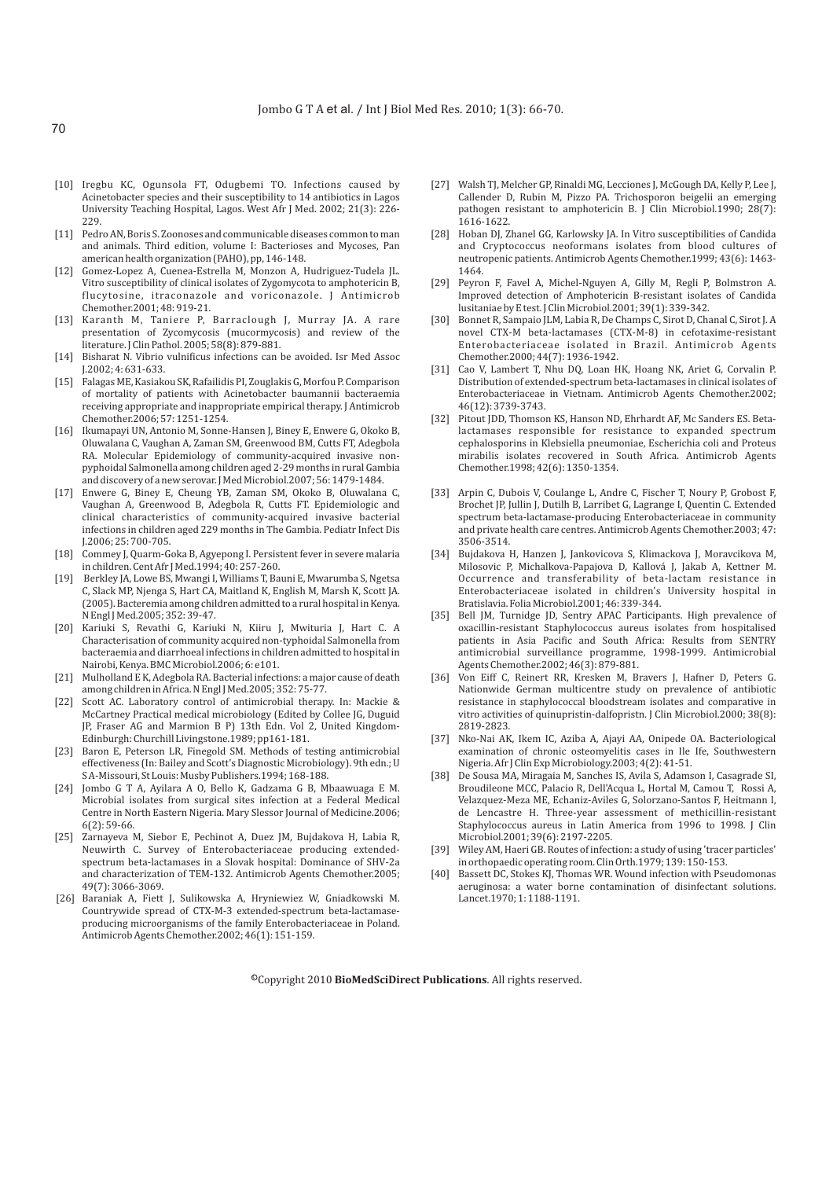[10] Iregbu KC, Ogunsola FT, Odugbemi TO. Infections caused by Acinetobacter species and their susceptibility to 14 antibiotics in Lagos University Teaching Hospital, Lagos. West Afr J Med. 2002; 21(3): 226-229.

[11] Pedro AN, Boris S. Zoonoses and communicable diseases common to man and animals. Third edition, volume I: Bacterioses and Mycoses, Pan american health organization (PAHO), pp, 146-148.

[12] Gomez-Lopez A, Cuenea-Estrella M, Monzon A, Hudriguez-Tudela JL. Vitro susceptibility of clinical isolates of Zygomycota to amphotericin B, flucytosine, itraconazole and voriconazole. J Antimicrob Chemother.2001; 48: 919-21.

[13] Karanth M, Taniere P, Barraclough J, Murray JA. A rare presentation of Zycomycosis (mucormycosis) and review of the literature. J Clin Pathol. 2005; 58(8): 879-881.

[14] Bisharat N. Vibrio vulnificus infections can be avoided. Isr Med Assoc J.2002; 4: 631-633.

[15] Falagas ME, Kasiakou SK, Rafailidis PI, Zouglakis G, Morfou P. Comparison of mortality of patients with Acinetobacter baumannii bacteraemia receiving appropriate and inappropriate empirical therapy. J Antimicrob Chemother.2006; 57: 1251-1254.

[16] Ikumapayi UN, Antonio M, Sonne-Hansen J, Biney E, Enwere G, Okoko B, Oluwalana C, Vaughan A, Zaman SM, Greenwood BM, Cutts FT, Adegbola RA. Molecular Epidemiology of community-acquired invasive non-pyphoidal Salmonella among children aged 2-29 months in rural Gambia and discovery of a new serovar. J Med Microbiol.2007; 56: 1479-1484.

[17] Enwere G, Biney E, Cheung YB, Zaman SM, Okoko B, Oluwalana C, Vaughan A, Greenwood B, Adegbola R, Cutts FT. Epidemiologic and clinical characteristics of community-acquired invasive bacterial infections in children aged 229 months in The Gambia. Pediatr Infect Dis J.2006; 25: 700-705.

[18] Commey J, Quarm-Goka B, Agyepong I. Persistent fever in severe malaria in children. Cent Afr J Med.1994; 40: 257-260.

[19] Berkley JA, Lowe BS, Mwangi I, Williams T, Bauni E, Mwarumba S, Ngetsa C, Slack MP, Njenga S, Hart CA, Maitland K, English M, Marsh K, Scott JA. (2005). Bacteremia among children admitted to a rural hospital in Kenya. N Engl J Med.2005; 352: 39-47.

[20] Kariuki S, Revathi G, Kariuki N, Kiiru J, Mwituria J, Hart C. A Characterisation of community acquired non-typhoidal Salmonella from bacteraemia and diarrhoeal infections in children admitted to hospital in Nairobi, Kenya. BMC Microbiol.2006; 6: e101.

[21] Mulholland E K, Adegbola RA. Bacterial infections: a major cause of death among children in Africa. N Engl J Med.2005; 352: 75-77.

[22] Scott AC. Laboratory control of antimicrobial therapy. In: Mackie & McCartney Practical medical microbiology (Edited by Collee JG, Duguid JP, Fraser AG and Marmion B P) 13th Edn. Vol 2, United Kingdom-Edinburgh: Churchill Livingstone.1989; pp161-181.

[23] Baron E, Peterson LR, Finegold SM. Methods of testing antimicrobial effectiveness (In: Bailey and Scott's Diagnostic Microbiology). 9th edn.; U S A-Missouri, St Louis: Musby Publishers.1994; 168-188.

[24] Jombo G T A, Ayilara A O, Bello K, Gadzama G B, Mbaawuaga E M. Microbial isolates from surgical sites infection at a Federal Medical Centre in North Eastern Nigeria. Mary Slessor Journal of Medicine.2006; 6(2): 59-66.

[25] Zarnayeva M, Siebor E, Pechinot A, Duez JM, Bujdakova H, Labia R, Neuwirth C. Survey of Enterobacteriaceae producing extended-spectrum beta-lactamases in a Slovak hospital: Dominance of SHV-2a and characterization of TEM-132. Antimicrob Agents Chemother.2005; 49(7): 3066-3069.

[26] Baraniak A, Fiett J, Sulikowska A, Hryniewiez W, Gniadkowski M. Countrywide spread of CTX-M-3 extended-spectrum beta-lactamase-producing microorganisms of the family Enterobacteriaceae in Poland. Antimicrob Agents Chemother.2002; 46(1): 151-159.

[27] Walsh TJ, Melcher GP, Rinaldi MG, Lecciones J, McGough DA, Kelly P, Lee J, Callender D, Rubin M, Pizzo PA. Trichosporon beigelii an emerging pathogen resistant to amphotericin B. J Clin Microbiol.1990; 28(7): 1616-1622.

[28] Hoban DJ, Zhanel GG, Karlowsky JA. In Vitro susceptibilities of Candida and Cryptococcus neoformans isolates from blood cultures of neutropenic patients. Antimicrob Agents Chemother.1999; 43(6): 1463-1464.

[29] Peyron F, Favel A, Michel-Nguyen A, Gilly M, Regli P, Bolmstron A. Improved detection of Amphotericin B-resistant isolates of Candida lusitaniae by E test. J Clin Microbiol.2001; 39(1): 339-342.

[30] Bonnet R, Sampaio JLM, Labia R, De Champs C, Sirot D, Chanal C, Sirot J. A novel CTX-M beta-lactamases (CTX-M-8) in cefotaxime-resistant Enterobacteriaceae isolated in Brazil. Antimicrob Agents Chemother.2000; 44(7): 1936-1942.

[31] Cao V, Lambert T, Nhu DQ, Loan HK, Hoang NK, Ariet G, Corvalin P. Distribution of extended-spectrum beta-lactamases in clinical isolates of Enterobacteriaceae in Vietnam. Antimicrob Agents Chemother.2002; 46(12): 3739-3743.

[32] Pitout JDD, Thomson KS, Hanson ND, Ehrhardt AF, Mc Sanders ES. Beta-lactamases responsible for resistance to expanded spectrum cephalosporins in Klebsiella pneumoniae, Escherichia coli and Proteus mirabilis isolates recovered in South Africa. Antimicrob Agents Chemother.1998; 42(6): 1350-1354.

[33] Arpin C, Dubois V, Coulange L, Andre C, Fischer T, Noury P, Grobost F, Brochet JP, Jullin J, Dutilh B, Larribet G, Lagrange I, Quentin C. Extended spectrum beta-lactamase-producing Enterobacteriaceae in community and private health care centres. Antimicrob Agents Chemother.2003; 47: 3506-3514.

[34] Bujdakova H, Hanzen J, Jankovicova S, Klimackova J, Moravcikova M, Milosovic P, Michalkova-Papajova D, Kallová J, Jakab A, Kettner M. Occurrence and transferability of beta-lactam resistance in Enterobacteriaceae isolated in children's University hospital in Bratislavia. Folia Microbiol.2001; 46: 339-344.

[35] Bell JM, Turnidge JD, Sentry APAC Participants. High prevalence of oxacillin-resistant Staphylococcus aureus isolates from hospitalised patients in Asia Pacific and South Africa: Results from SENTRY antimicrobial surveillance programme, 1998-1999. Antimicrobial Agents Chemother.2002; 46(3): 879-881.

[36] Von Eiff C, Reinert RR, Kresken M, Bravers J, Hafner D, Peters G. Nationwide German multicentre study on prevalence of antibiotic resistance in staphylococcal bloodstream isolates and comparative in vitro activities of quinupristin-dalfopristn. J Clin Microbiol.2000; 38(8): 2819-2823.

[37] Nko-Nai AK, Ikem IC, Aziba A, Ajayi AA, Onipede OA. Bacteriological examination of chronic osteomyelitis cases in Ile Ife, Southwestern Nigeria. Afr J Clin Exp Microbiology.2003; 4(2): 41-51.

[38] De Sousa MA, Miragaia M, Sanches IS, Avila S, Adamson I, Casagrade SI, Broudileone MCC, Palacio R, Dell'Acqua L, Hortal M, Camou T, Rossi A, Velazquez-Meza ME, Echaniz-Aviles G, Solorzano-Santos F, Heitmann I, de Lencastre H. Three-year assessment of methicillin-resistant Staphylococcus aureus in Latin America from 1996 to 1998. J Clin Microbiol.2001; 39(6): 2197-2205.

[39] Wiley AM, Haeri GB. Routes of infection: a study of using 'tracer particles' in orthopaedic operating room. Clin Orth.1979; 139: 150-153.

[40] Bassett DC, Stokes KJ, Thomas WR. Wound infection with Pseudomonas aeruginosa: a water borne contamination of disinfectant solutions. Lancet.1970; 1: 1188-1191.

©Copyright 2010 **BioMedSciDirect Publications**. All rights reserved.